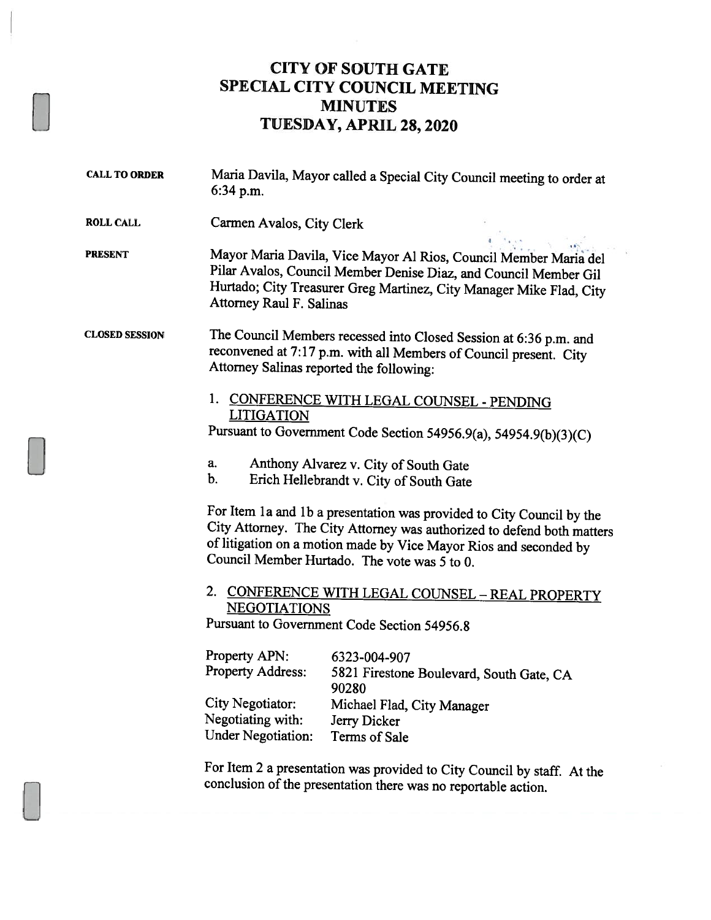# CITY OF SOUTH GATE
# SPECIAL CITY COUNCIL MEETING
# MINUTES
# TUESDAY, APRIL 28, 2020

**CALL TO ORDER** Maria Davila, Mayor called a Special City Council meeting to order at 6:34 p.m.

**ROLL CALL** Carmen Avalos, City Clerk

**PRESENT** Mayor Maria Davila, Vice Mayor Al Rios, Council Member Maria del Pilar Avalos, Council Member Denise Diaz, and Council Member Gil Hurtado; City Treasurer Greg Martinez, City Manager Mike Flad, City Attorney Raul F. Salinas

**CLOSED SESSION** The Council Members recessed into Closed Session at 6:36 p.m. and reconvened at 7:17 p.m. with all Members of Council present. City Attorney Salinas reported the following:

1. CONFERENCE WITH LEGAL COUNSEL - PENDING LITIGATION
   Pursuant to Government Code Section 54956.9(a), 54954.9(b)(3)(C)

   a. Anthony Alvarez v. City of South Gate
   b. Erich Hellebrandt v. City of South Gate

   For Item 1a and 1b a presentation was provided to City Council by the City Attorney. The City Attorney was authorized to defend both matters of litigation on a motion made by Vice Mayor Rios and seconded by Council Member Hurtado. The vote was 5 to 0.

2. CONFERENCE WITH LEGAL COUNSEL – REAL PROPERTY NEGOTIATIONS
   Pursuant to Government Code Section 54956.8

| | |
|---|---|
| Property APN: | 6323-004-907 |
| Property Address: | 5821 Firestone Boulevard, South Gate, CA 90280 |
| City Negotiator: | Michael Flad, City Manager |
| Negotiating with: | Jerry Dicker |
| Under Negotiation: | Terms of Sale |

   For Item 2 a presentation was provided to City Council by staff. At the conclusion of the presentation there was no reportable action.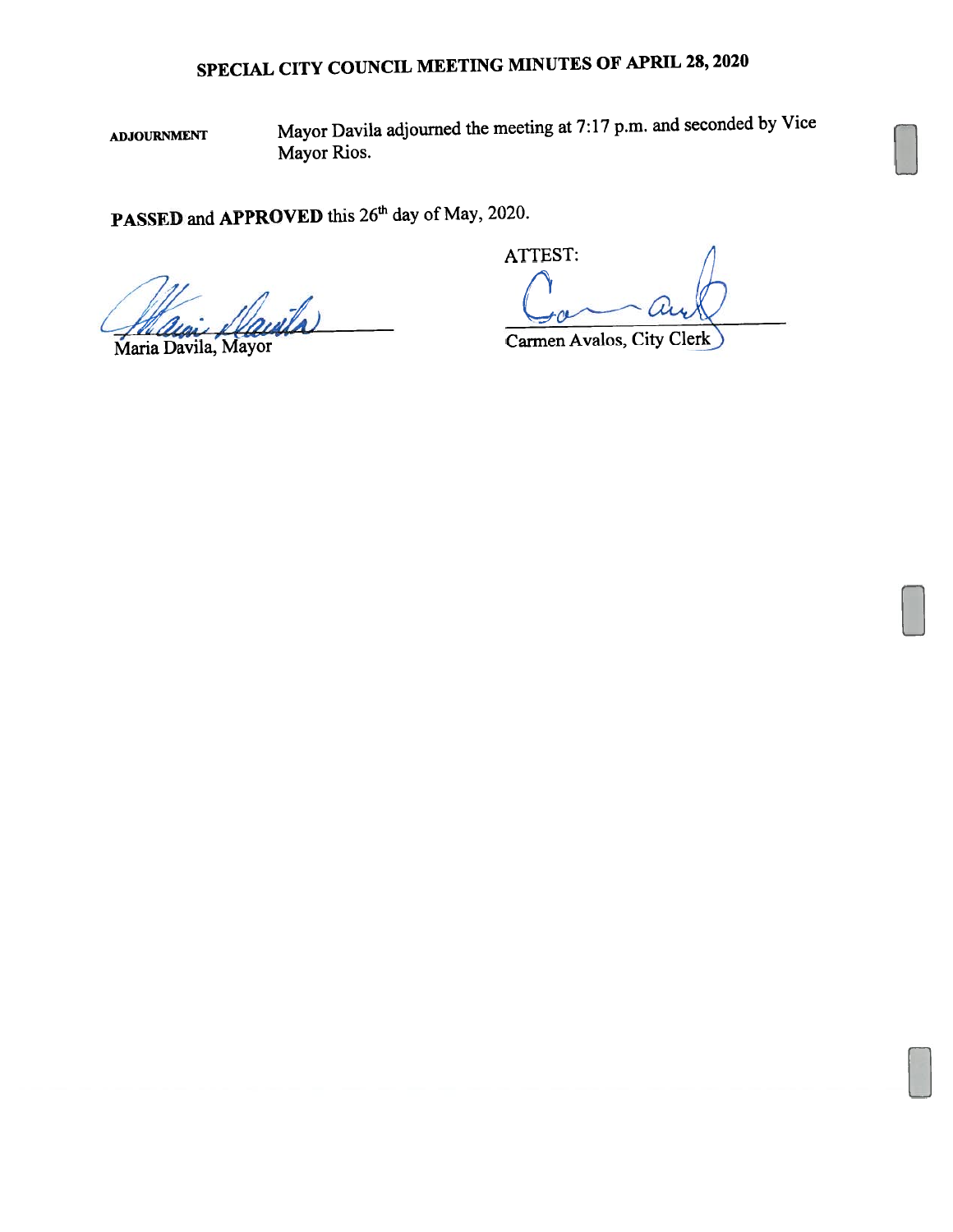## SPECIAL CITY COUNCIL MEETING MINUTES OF APRIL 28, 2020

**ADJOURNMENT** Mayor Davila adjourned the meeting at 7:17 p.m. and seconded by Vice Mayor Rios.

**PASSED** and **APPROVED** this 26th day of May, 2020.

Maria Davila, Mayor

ATTEST:

Carmen Avalos, City Clerk